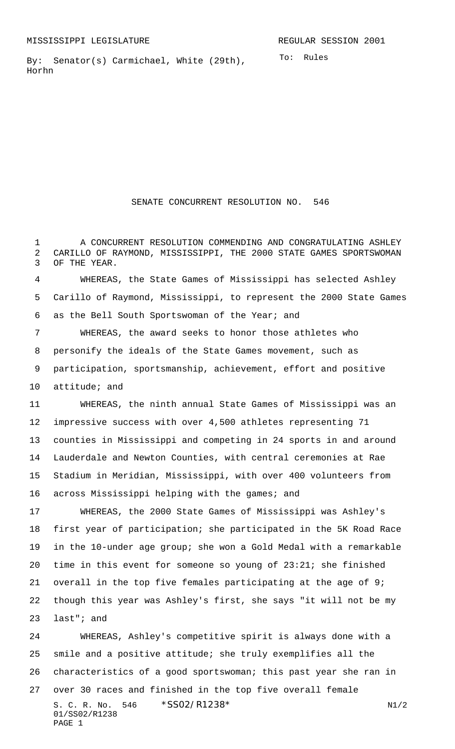MISSISSIPPI LEGISLATURE REGULAR SESSION 2001

By: Senator(s) Carmichael, White (29th), Horhn

To: Rules

# SENATE CONCURRENT RESOLUTION NO. 546

A CONCURRENT RESOLUTION COMMENDING AND CONGRATULATING ASHLEY CARILLO OF RAYMOND, MISSISSIPPI, THE 2000 STATE GAMES SPORTSWOMAN OF THE YEAR.

WHEREAS, the State Games of Mississippi has selected Ashley Carillo of Raymond, Mississippi, to represent the 2000 State Games as the Bell South Sportswoman of the Year; and

WHEREAS, the award seeks to honor those athletes who personify the ideals of the State Games movement, such as participation, sportsmanship, achievement, effort and positive attitude; and

WHEREAS, the ninth annual State Games of Mississippi was an impressive success with over 4,500 athletes representing 71 counties in Mississippi and competing in 24 sports in and around Lauderdale and Newton Counties, with central ceremonies at Rae Stadium in Meridian, Mississippi, with over 400 volunteers from across Mississippi helping with the games; and

WHEREAS, the 2000 State Games of Mississippi was Ashley's first year of participation; she participated in the 5K Road Race in the 10-under age group; she won a Gold Medal with a remarkable time in this event for someone so young of 23:21; she finished overall in the top five females participating at the age of 9; though this year was Ashley's first, she says "it will not be my last"; and

WHEREAS, Ashley's competitive spirit is always done with a smile and a positive attitude; she truly exemplifies all the characteristics of a good sportswoman; this past year she ran in over 30 races and finished in the top five overall female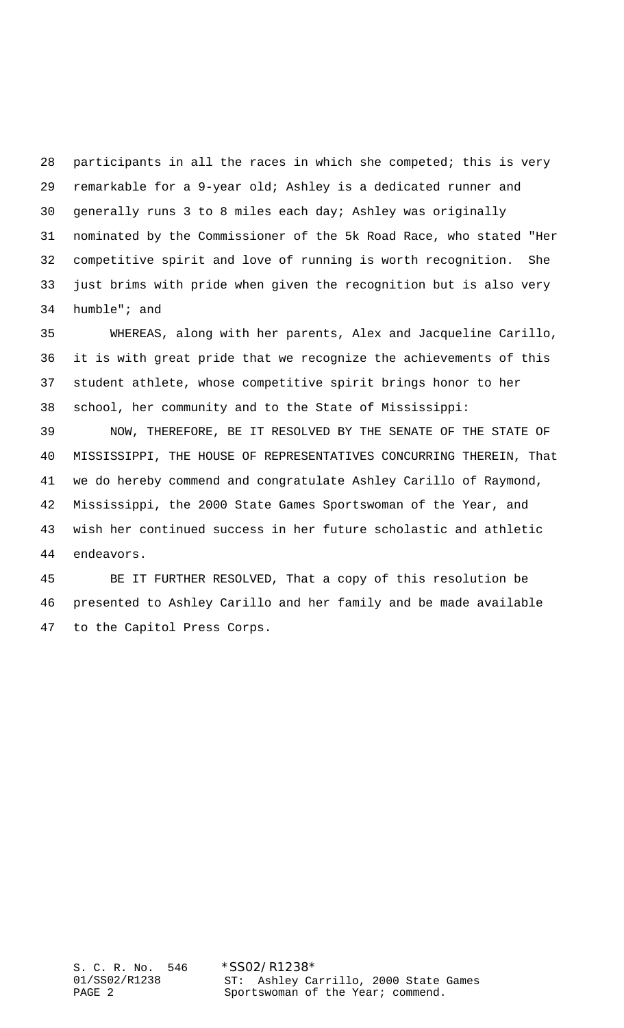participants in all the races in which she competed; this is very remarkable for a 9-year old; Ashley is a dedicated runner and generally runs 3 to 8 miles each day; Ashley was originally nominated by the Commissioner of the 5k Road Race, who stated "Her competitive spirit and love of running is worth recognition. She just brims with pride when given the recognition but is also very humble"; and

WHEREAS, along with her parents, Alex and Jacqueline Carillo, it is with great pride that we recognize the achievements of this student athlete, whose competitive spirit brings honor to her school, her community and to the State of Mississippi:

NOW, THEREFORE, BE IT RESOLVED BY THE SENATE OF THE STATE OF MISSISSIPPI, THE HOUSE OF REPRESENTATIVES CONCURRING THEREIN, That we do hereby commend and congratulate Ashley Carillo of Raymond, Mississippi, the 2000 State Games Sportswoman of the Year, and wish her continued success in her future scholastic and athletic endeavors.

BE IT FURTHER RESOLVED, That a copy of this resolution be presented to Ashley Carillo and her family and be made available to the Capitol Press Corps.